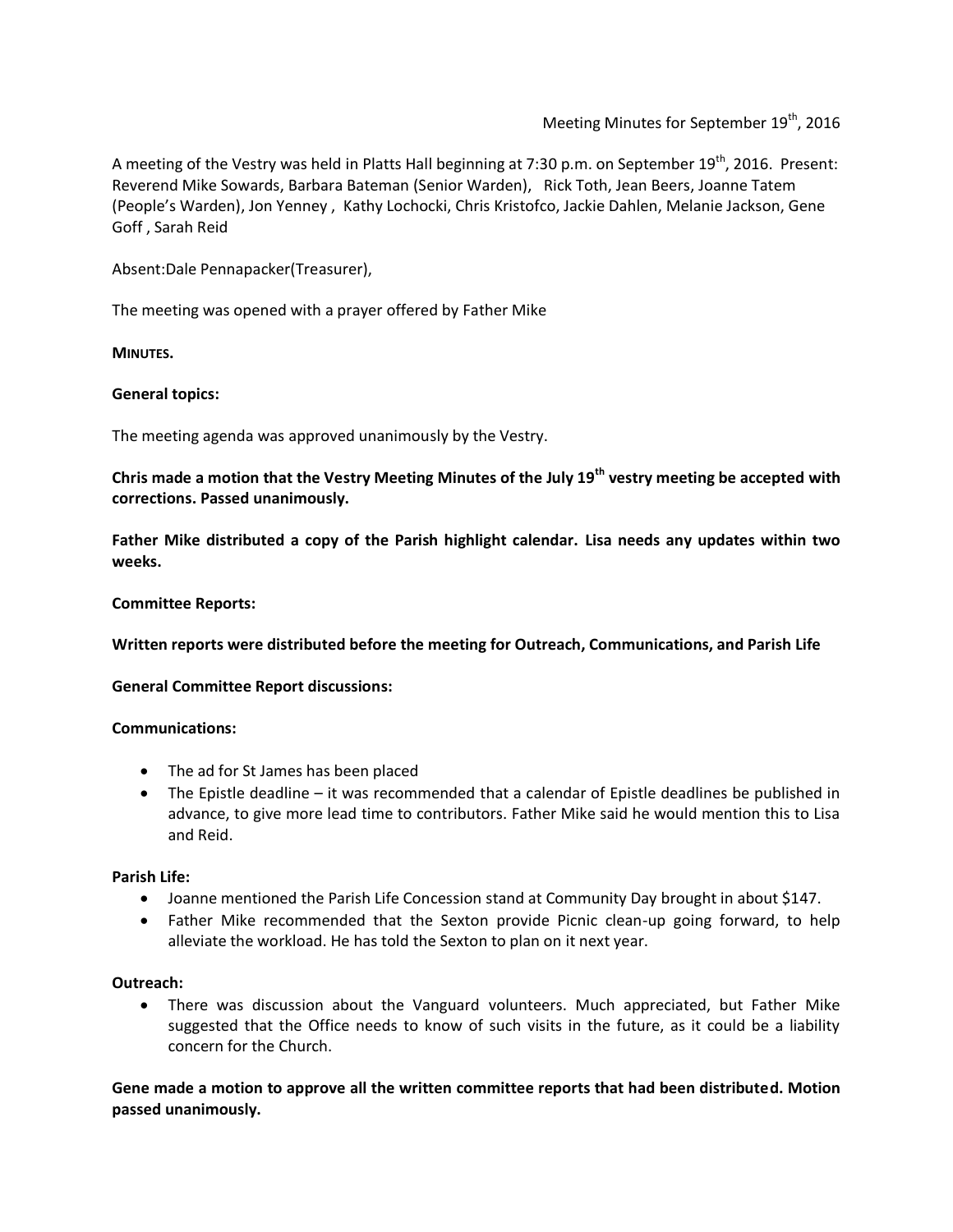Meeting Minutes for September 19th, 2016

A meeting of the Vestry was held in Platts Hall beginning at 7:30 p.m. on September 19th, 2016. Present: Reverend Mike Sowards, Barbara Bateman (Senior Warden), Rick Toth, Jean Beers, Joanne Tatem (People's Warden), Jon Yenney , Kathy Lochocki, Chris Kristofco, Jackie Dahlen, Melanie Jackson, Gene Goff , Sarah Reid

Absent:Dale Pennapacker(Treasurer),

The meeting was opened with a prayer offered by Father Mike

**MINUTES.**

**General topics:**

The meeting agenda was approved unanimously by the Vestry.

**Chris made a motion that the Vestry Meeting Minutes of the July 19th vestry meeting be accepted with corrections. Passed unanimously.**

**Father Mike distributed a copy of the Parish highlight calendar. Lisa needs any updates within two weeks.**

**Committee Reports:**

**Written reports were distributed before the meeting for Outreach, Communications, and Parish Life**

**General Committee Report discussions:**

**Communications:**

- The ad for St James has been placed
- The Epistle deadline – it was recommended that a calendar of Epistle deadlines be published in advance, to give more lead time to contributors. Father Mike said he would mention this to Lisa and Reid.

**Parish Life:**

- Joanne mentioned the Parish Life Concession stand at Community Day brought in about $147.
- Father Mike recommended that the Sexton provide Picnic clean-up going forward, to help alleviate the workload. He has told the Sexton to plan on it next year.

**Outreach:**

- There was discussion about the Vanguard volunteers. Much appreciated, but Father Mike suggested that the Office needs to know of such visits in the future, as it could be a liability concern for the Church.

**Gene made a motion to approve all the written committee reports that had been distributed. Motion passed unanimously.**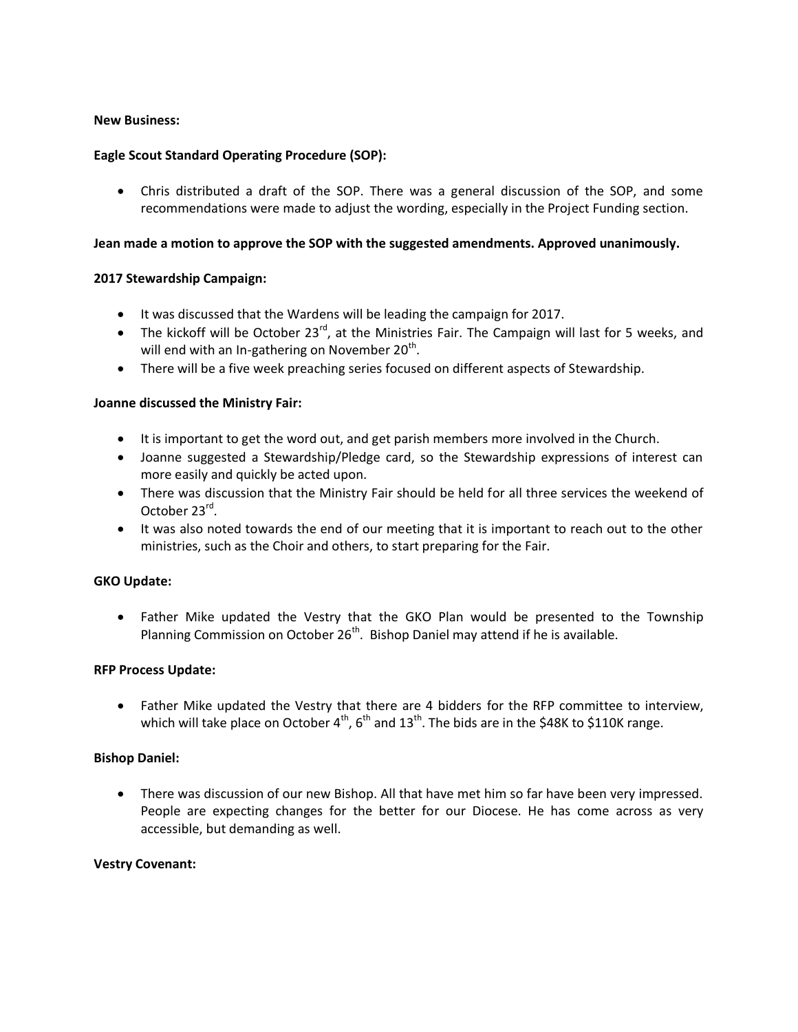**New Business:**

**Eagle Scout Standard Operating Procedure (SOP):**

- Chris distributed a draft of the SOP. There was a general discussion of the SOP, and some recommendations were made to adjust the wording, especially in the Project Funding section.

**Jean made a motion to approve the SOP with the suggested amendments. Approved unanimously.**

**2017 Stewardship Campaign:**

- It was discussed that the Wardens will be leading the campaign for 2017.
- The kickoff will be October 23rd, at the Ministries Fair. The Campaign will last for 5 weeks, and will end with an In-gathering on November 20th.
- There will be a five week preaching series focused on different aspects of Stewardship.

**Joanne discussed the Ministry Fair:**

- It is important to get the word out, and get parish members more involved in the Church.
- Joanne suggested a Stewardship/Pledge card, so the Stewardship expressions of interest can more easily and quickly be acted upon.
- There was discussion that the Ministry Fair should be held for all three services the weekend of October 23rd.
- It was also noted towards the end of our meeting that it is important to reach out to the other ministries, such as the Choir and others, to start preparing for the Fair.

**GKO Update:**

- Father Mike updated the Vestry that the GKO Plan would be presented to the Township Planning Commission on October 26th. Bishop Daniel may attend if he is available.

**RFP Process Update:**

- Father Mike updated the Vestry that there are 4 bidders for the RFP committee to interview, which will take place on October 4th, 6th and 13th. The bids are in the $48K to $110K range.

**Bishop Daniel:**

- There was discussion of our new Bishop. All that have met him so far have been very impressed. People are expecting changes for the better for our Diocese. He has come across as very accessible, but demanding as well.

**Vestry Covenant:**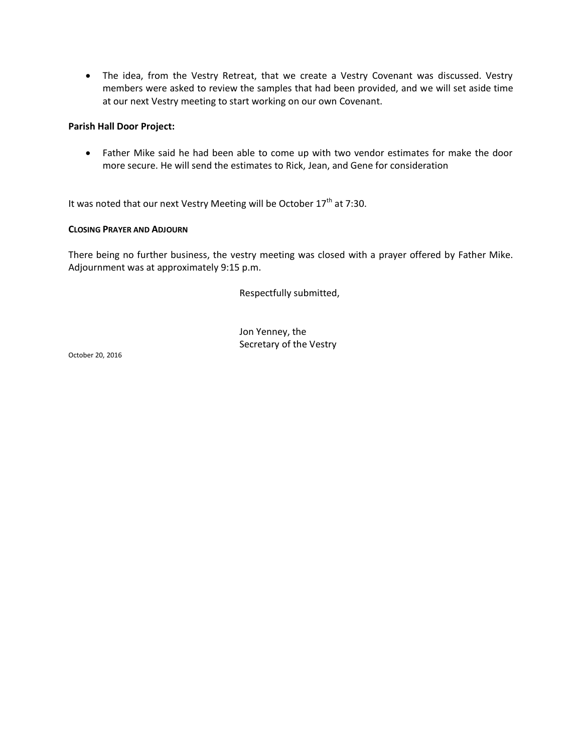- The idea, from the Vestry Retreat, that we create a Vestry Covenant was discussed. Vestry members were asked to review the samples that had been provided, and we will set aside time at our next Vestry meeting to start working on our own Covenant.

**Parish Hall Door Project:**

- Father Mike said he had been able to come up with two vendor estimates for make the door more secure. He will send the estimates to Rick, Jean, and Gene for consideration

It was noted that our next Vestry Meeting will be October 17th at 7:30.

**CLOSING PRAYER AND ADJOURN**

There being no further business, the vestry meeting was closed with a prayer offered by Father Mike. Adjournment was at approximately 9:15 p.m.

Respectfully submitted,

Jon Yenney, the
Secretary of the Vestry

October 20, 2016